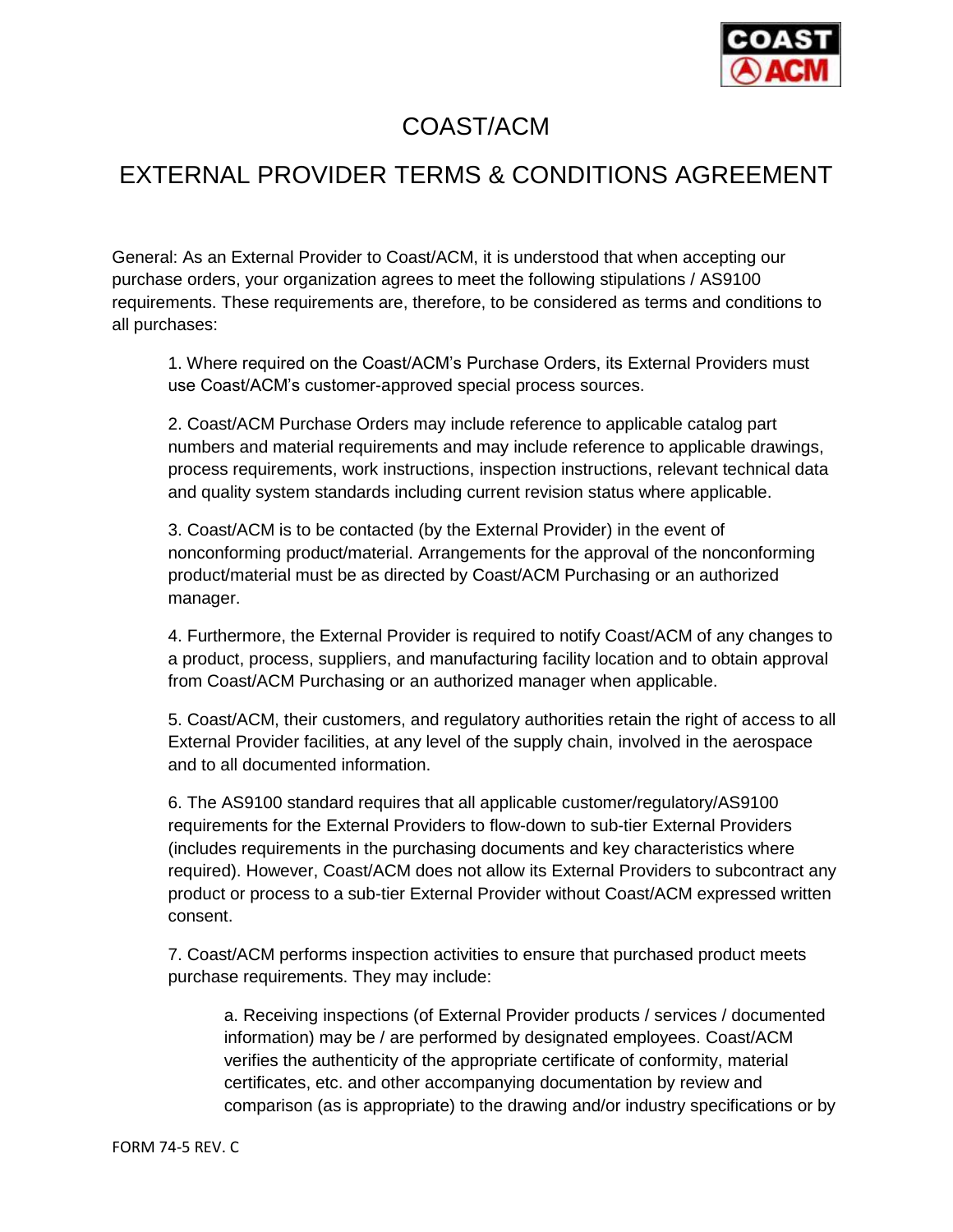# COAST/ACM

## EXTERNAL PROVIDER TERMS & CONDITIONS AGREEMENT

General: As an External Provider to Coast/ACM, it is understood that when accepting our purchase orders, your organization agrees to meet the following stipulations / AS9100 requirements. These requirements are, therefore, to be considered as terms and conditions to all purchases:

1. Where required on the Coast/ACM's Purchase Orders, its External Providers must use Coast/ACM's customer-approved special process sources.

2. Coast/ACM Purchase Orders may include reference to applicable catalog part numbers and material requirements and may include reference to applicable drawings, process requirements, work instructions, inspection instructions, relevant technical data and quality system standards including current revision status where applicable.

3. Coast/ACM is to be contacted (by the External Provider) in the event of nonconforming product/material. Arrangements for the approval of the nonconforming product/material must be as directed by Coast/ACM Purchasing or an authorized manager.

4. Furthermore, the External Provider is required to notify Coast/ACM of any changes to a product, process, suppliers, and manufacturing facility location and to obtain approval from Coast/ACM Purchasing or an authorized manager when applicable.

5. Coast/ACM, their customers, and regulatory authorities retain the right of access to all External Provider facilities, at any level of the supply chain, involved in the aerospace and to all documented information.

6. The AS9100 standard requires that all applicable customer/regulatory/AS9100 requirements for the External Providers to flow-down to sub-tier External Providers (includes requirements in the purchasing documents and key characteristics where required). However, Coast/ACM does not allow its External Providers to subcontract any product or process to a sub-tier External Provider without Coast/ACM expressed written consent.

7. Coast/ACM performs inspection activities to ensure that purchased product meets purchase requirements. They may include:

   a. Receiving inspections (of External Provider products / services / documented information) may be / are performed by designated employees. Coast/ACM verifies the authenticity of the appropriate certificate of conformity, material certificates, etc. and other accompanying documentation by review and comparison (as is appropriate) to the drawing and/or industry specifications or by

FORM 74-5 REV. C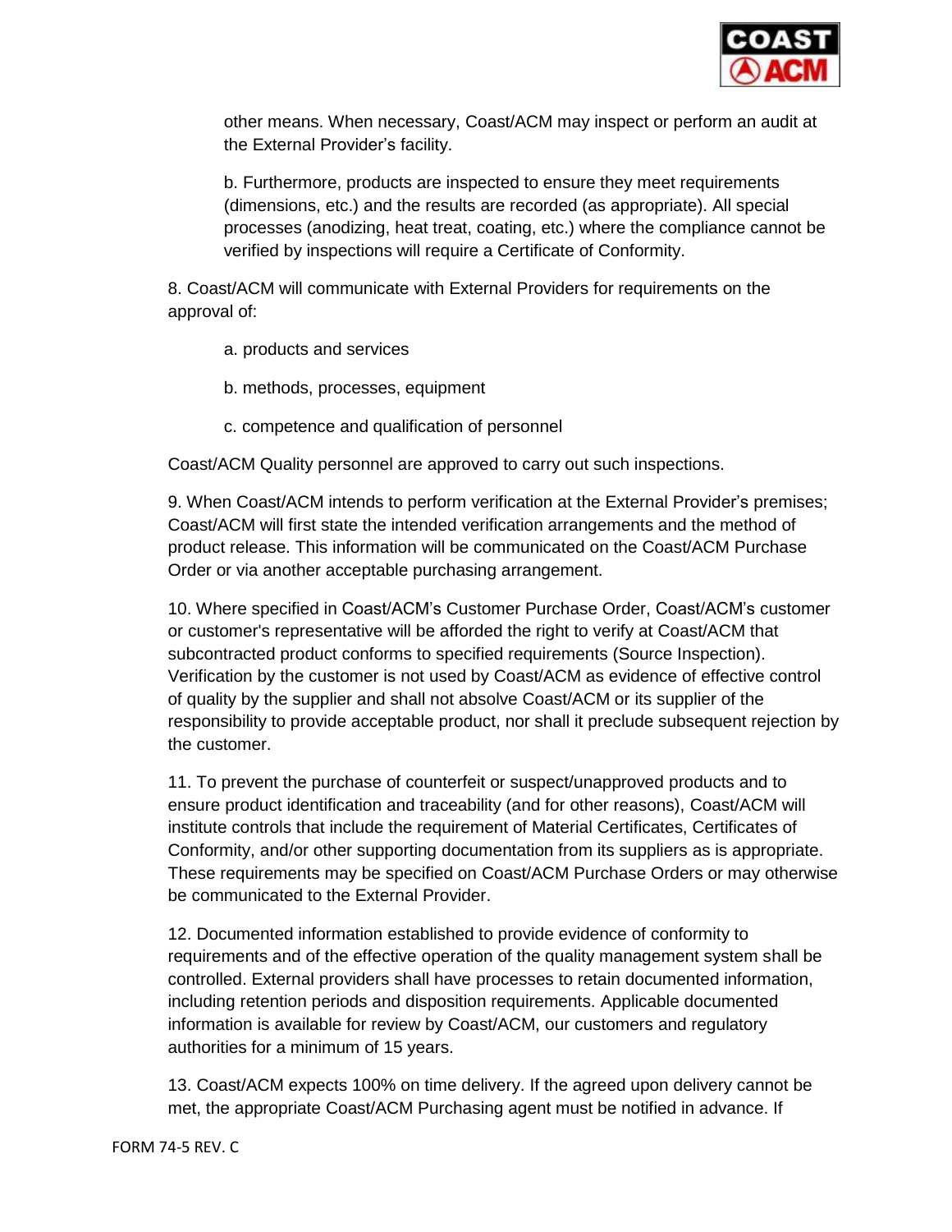other means. When necessary, Coast/ACM may inspect or perform an audit at the External Provider's facility.

b. Furthermore, products are inspected to ensure they meet requirements (dimensions, etc.) and the results are recorded (as appropriate). All special processes (anodizing, heat treat, coating, etc.) where the compliance cannot be verified by inspections will require a Certificate of Conformity.

8. Coast/ACM will communicate with External Providers for requirements on the approval of:

a. products and services

b. methods, processes, equipment

c. competence and qualification of personnel

Coast/ACM Quality personnel are approved to carry out such inspections.

9. When Coast/ACM intends to perform verification at the External Provider's premises; Coast/ACM will first state the intended verification arrangements and the method of product release. This information will be communicated on the Coast/ACM Purchase Order or via another acceptable purchasing arrangement.

10. Where specified in Coast/ACM's Customer Purchase Order, Coast/ACM's customer or customer's representative will be afforded the right to verify at Coast/ACM that subcontracted product conforms to specified requirements (Source Inspection). Verification by the customer is not used by Coast/ACM as evidence of effective control of quality by the supplier and shall not absolve Coast/ACM or its supplier of the responsibility to provide acceptable product, nor shall it preclude subsequent rejection by the customer.

11. To prevent the purchase of counterfeit or suspect/unapproved products and to ensure product identification and traceability (and for other reasons), Coast/ACM will institute controls that include the requirement of Material Certificates, Certificates of Conformity, and/or other supporting documentation from its suppliers as is appropriate. These requirements may be specified on Coast/ACM Purchase Orders or may otherwise be communicated to the External Provider.

12. Documented information established to provide evidence of conformity to requirements and of the effective operation of the quality management system shall be controlled. External providers shall have processes to retain documented information, including retention periods and disposition requirements. Applicable documented information is available for review by Coast/ACM, our customers and regulatory authorities for a minimum of 15 years.

13. Coast/ACM expects 100% on time delivery. If the agreed upon delivery cannot be met, the appropriate Coast/ACM Purchasing agent must be notified in advance. If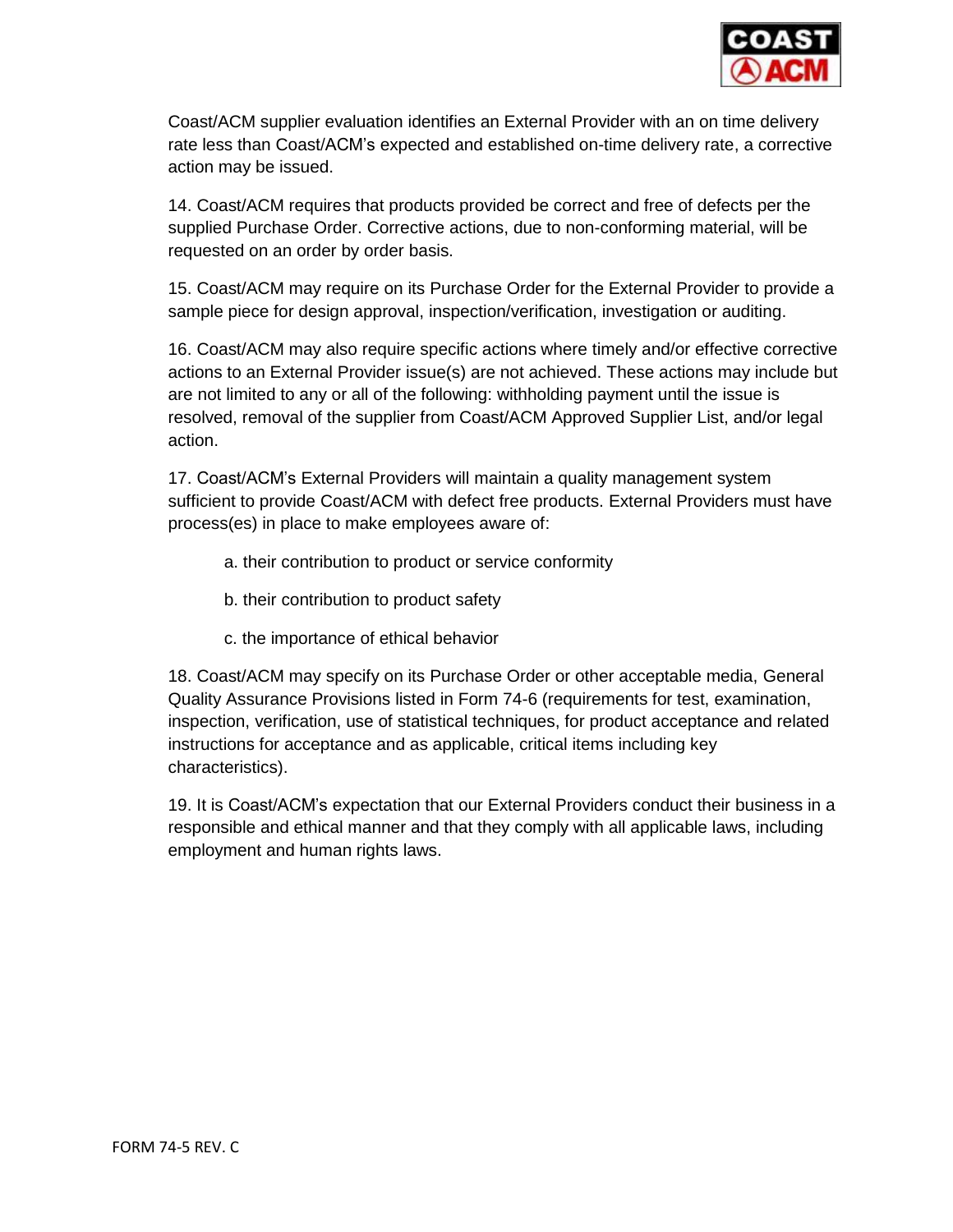Coast/ACM supplier evaluation identifies an External Provider with an on time delivery rate less than Coast/ACM's expected and established on-time delivery rate, a corrective action may be issued.

14. Coast/ACM requires that products provided be correct and free of defects per the supplied Purchase Order. Corrective actions, due to non-conforming material, will be requested on an order by order basis.

15. Coast/ACM may require on its Purchase Order for the External Provider to provide a sample piece for design approval, inspection/verification, investigation or auditing.

16. Coast/ACM may also require specific actions where timely and/or effective corrective actions to an External Provider issue(s) are not achieved. These actions may include but are not limited to any or all of the following: withholding payment until the issue is resolved, removal of the supplier from Coast/ACM Approved Supplier List, and/or legal action.

17. Coast/ACM's External Providers will maintain a quality management system sufficient to provide Coast/ACM with defect free products. External Providers must have process(es) in place to make employees aware of:

  a. their contribution to product or service conformity

  b. their contribution to product safety

  c. the importance of ethical behavior

18. Coast/ACM may specify on its Purchase Order or other acceptable media, General Quality Assurance Provisions listed in Form 74-6 (requirements for test, examination, inspection, verification, use of statistical techniques, for product acceptance and related instructions for acceptance and as applicable, critical items including key characteristics).

19. It is Coast/ACM's expectation that our External Providers conduct their business in a responsible and ethical manner and that they comply with all applicable laws, including employment and human rights laws.